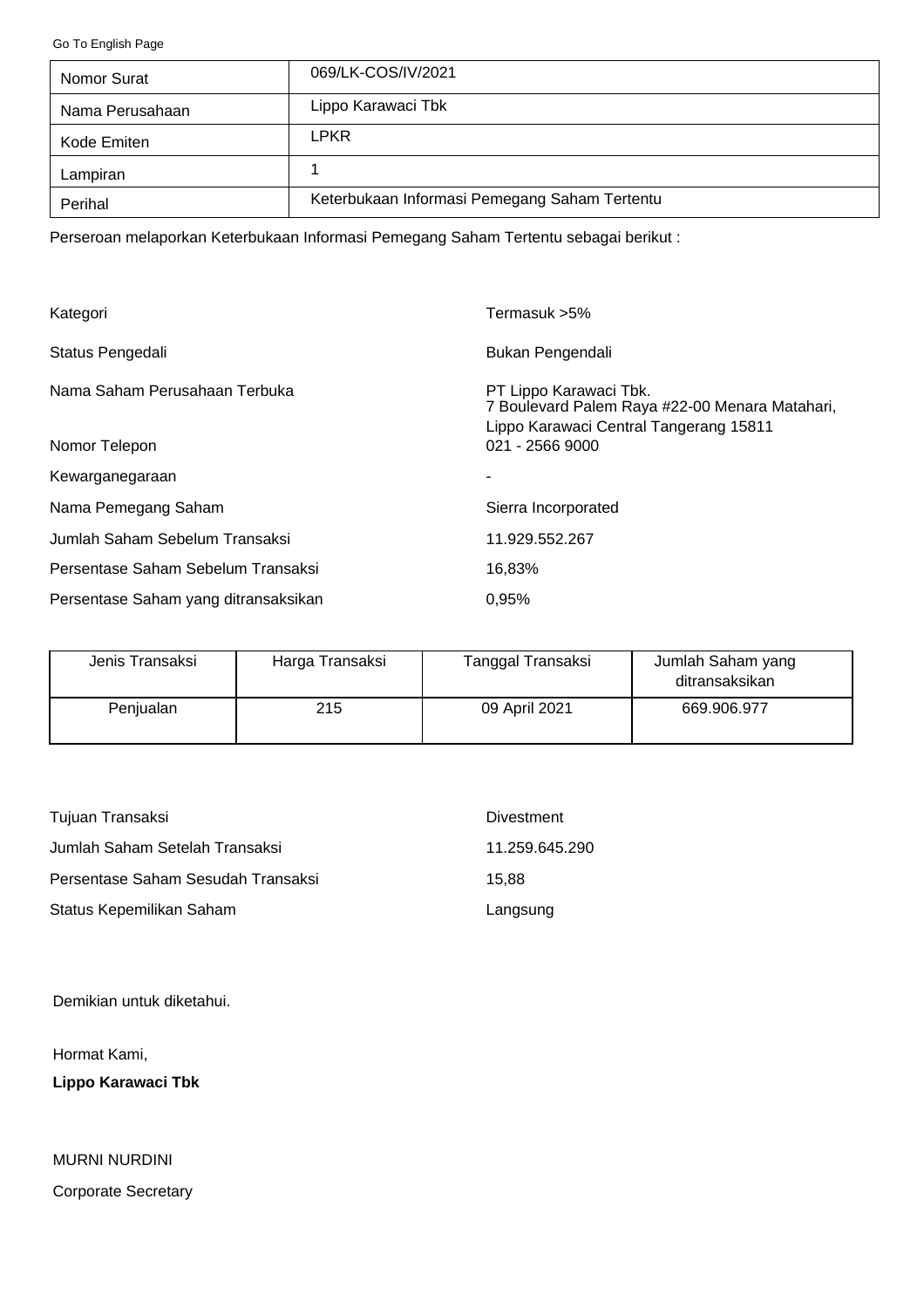Go To English Page

| Nomor Surat | 069/LK-COS/IV/2021 |
|---|---|
| Nama Perusahaan | Lippo Karawaci Tbk |
| Kode Emiten | LPKR |
| Lampiran | 1 |
| Perihal | Keterbukaan Informasi Pemegang Saham Tertentu |

Perseroan melaporkan Keterbukaan Informasi Pemegang Saham Tertentu sebagai berikut :

| | |
|---|---|
| Kategori | Termasuk >5% |
| Status Pengedali | Bukan Pengendali |
| Nama Saham Perusahaan Terbuka | PT Lippo Karawaci Tbk. 7 Boulevard Palem Raya #22-00 Menara Matahari, Lippo Karawaci Central Tangerang 15811 |
| Nomor Telepon | 021 - 2566 9000 |
| Kewarganegaraan | - |
| Nama Pemegang Saham | Sierra Incorporated |
| Jumlah Saham Sebelum Transaksi | 11.929.552.267 |
| Persentase Saham Sebelum Transaksi | 16,83% |
| Persentase Saham yang ditransaksikan | 0,95% |

| Jenis Transaksi | Harga Transaksi | Tanggal Transaksi | Jumlah Saham yang ditransaksikan |
|---|---|---|---|
| Penjualan | 215 | 09 April 2021 | 669.906.977 |

| | |
|---|---|
| Tujuan Transaksi | Divestment |
| Jumlah Saham Setelah Transaksi | 11.259.645.290 |
| Persentase Saham Sesudah Transaksi | 15,88 |
| Status Kepemilikan Saham | Langsung |

Demikian untuk diketahui.

Hormat Kami,

**Lippo Karawaci Tbk**

MURNI NURDINI

Corporate Secretary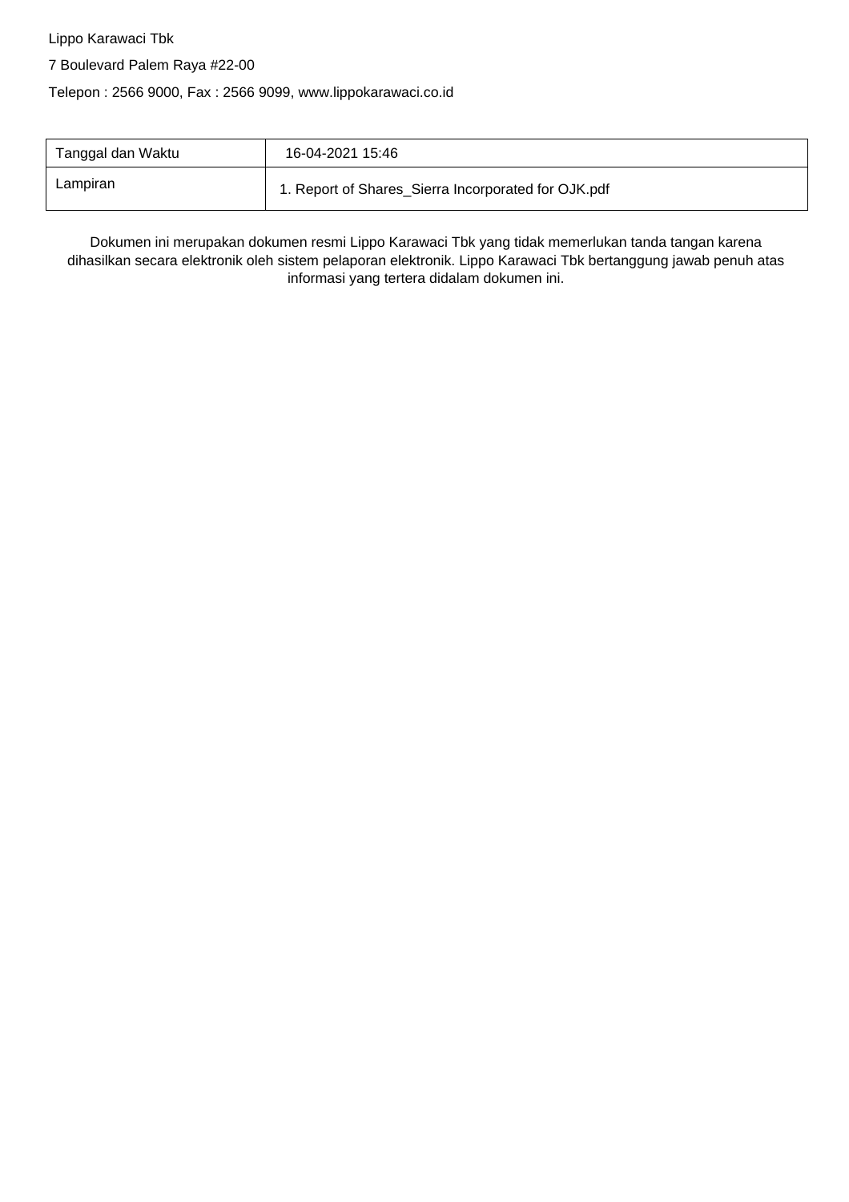Lippo Karawaci Tbk

7 Boulevard Palem Raya #22-00

Telepon : 2566 9000, Fax : 2566 9099, www.lippokarawaci.co.id

| Tanggal dan Waktu | 16-04-2021 15:46 |
| --- | --- |
| Lampiran | 1. Report of Shares_Sierra Incorporated for OJK.pdf |

Dokumen ini merupakan dokumen resmi Lippo Karawaci Tbk yang tidak memerlukan tanda tangan karena dihasilkan secara elektronik oleh sistem pelaporan elektronik. Lippo Karawaci Tbk bertanggung jawab penuh atas informasi yang tertera didalam dokumen ini.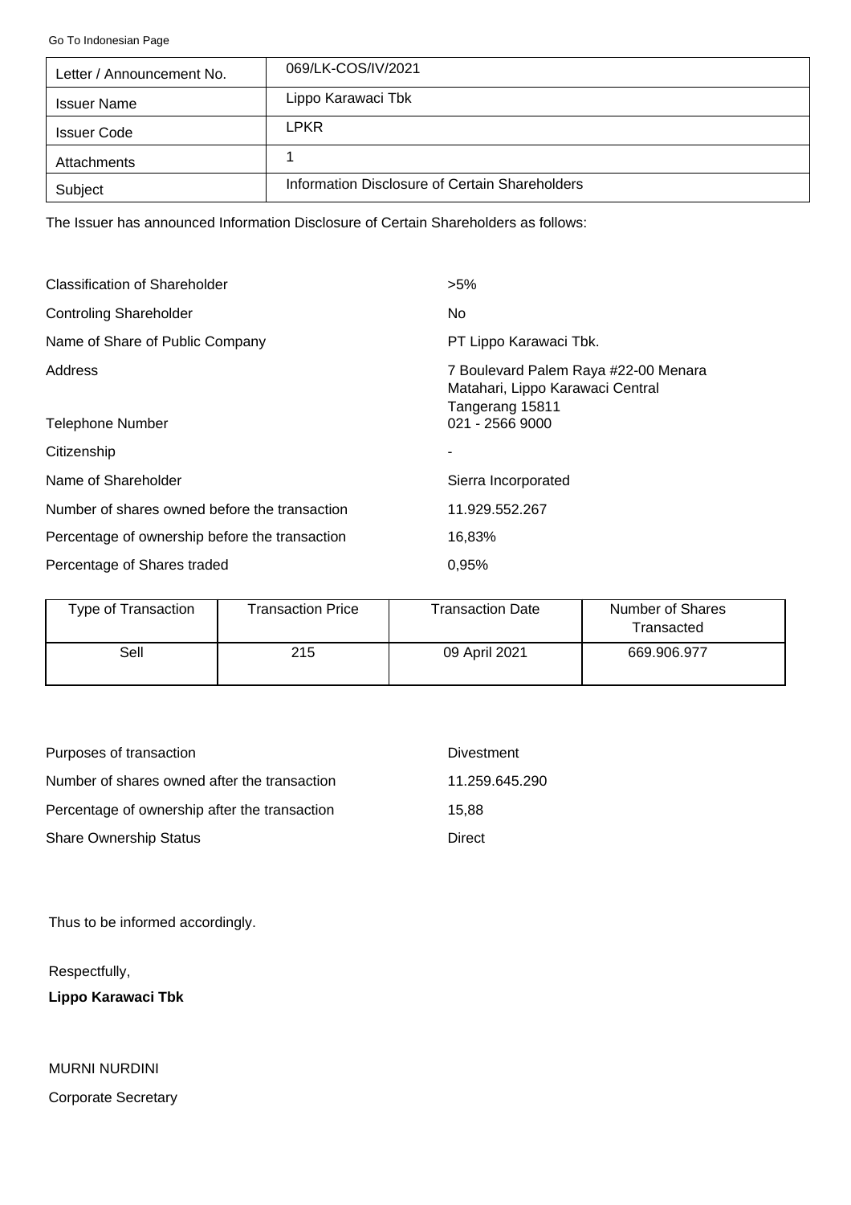Go To Indonesian Page

| Letter / Announcement No. | 069/LK-COS/IV/2021 |
| --- | --- |
| Issuer Name | Lippo Karawaci Tbk |
| Issuer Code | LPKR |
| Attachments | 1 |
| Subject | Information Disclosure of Certain Shareholders |

The Issuer has announced Information Disclosure of Certain Shareholders as follows:

| | |
| --- | --- |
| Classification of Shareholder | >5% |
| Controling Shareholder | No |
| Name of Share of Public Company | PT Lippo Karawaci Tbk. |
| Address | 7 Boulevard Palem Raya #22-00 Menara Matahari, Lippo Karawaci Central Tangerang 15811 |
| Telephone Number | 021 - 2566 9000 |
| Citizenship | - |
| Name of Shareholder | Sierra Incorporated |
| Number of shares owned before the transaction | 11.929.552.267 |
| Percentage of ownership before the transaction | 16,83% |
| Percentage of Shares traded | 0,95% |

| Type of Transaction | Transaction Price | Transaction Date | Number of Shares Transacted |
| --- | --- | --- | --- |
| Sell | 215 | 09 April 2021 | 669.906.977 |

| | |
| --- | --- |
| Purposes of transaction | Divestment |
| Number of shares owned after the transaction | 11.259.645.290 |
| Percentage of ownership after the transaction | 15,88 |
| Share Ownership Status | Direct |

Thus to be informed accordingly.

Respectfully,

**Lippo Karawaci Tbk**

MURNI NURDINI

Corporate Secretary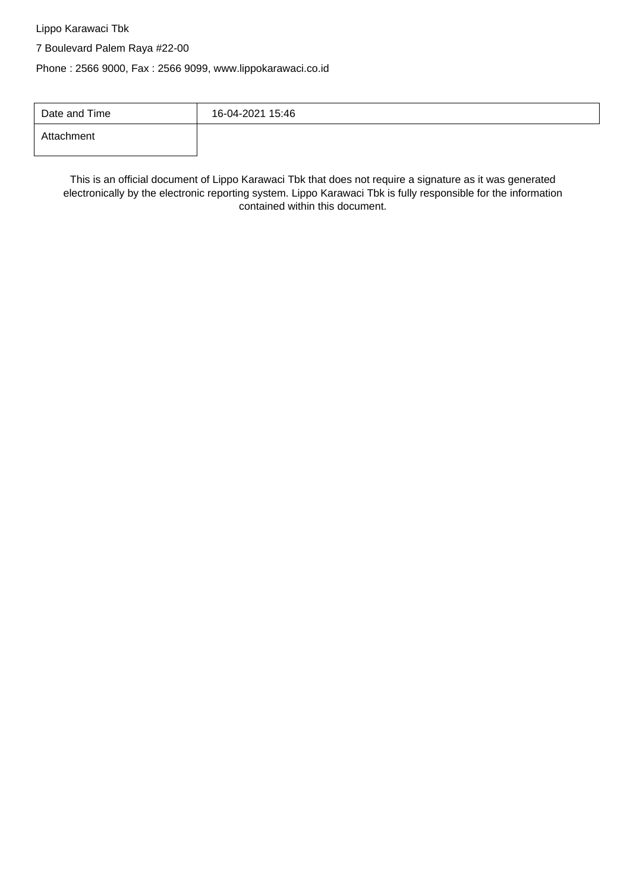Lippo Karawaci Tbk

7 Boulevard Palem Raya #22-00

Phone : 2566 9000, Fax : 2566 9099, www.lippokarawaci.co.id

| | |
|---|---|
| Date and Time | 16-04-2021 15:46 |
| Attachment | |

This is an official document of Lippo Karawaci Tbk that does not require a signature as it was generated electronically by the electronic reporting system. Lippo Karawaci Tbk is fully responsible for the information contained within this document.